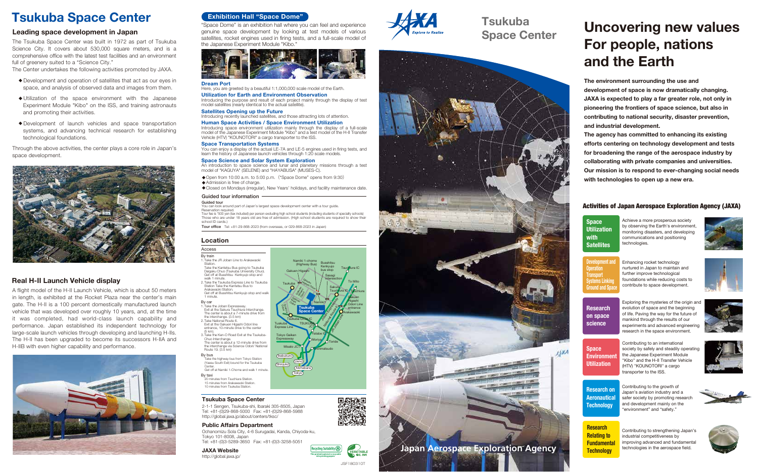# Tsukuba Space Center

## Leading space development in Japan

The Tsukuba Space Center was built in 1972 as part of Tsukuba Science City. It covers about 530,000 square meters, and is a comprehensive office with the latest test facilities and an environment full of greenery suited to a "Science City."

The Center undertakes the following activities promoted by JAXA.

- Development and operation of satellites that act as our eyes in space, and analysis of observed data and images from them.
- Utilization of the space environment with the Japanese Experiment Module "Kibo" on the ISS, and training astronauts and promoting their activities.
- Development of launch vehicles and space transportation systems, and advancing technical research for establishing technological foundations.

Through the above activities, the center plays a core role in Japan's space development.

## Real H-II Launch Vehicle display

A flight model of the H-II Launch Vehicle, which is about 50 meters in length, is exhibited at the Rocket Plaza near the center's main gate. The H-II is a 100 percent domestically manufactured launch vehicle that was developed over roughly 10 years, and, at the time it was completed, had world-class launch capability and performance. Japan established its independent technology for large-scale launch vehicles through developing and launching H-IIs. The H-II has been upgraded to become its successors H-IIA and H-IIB with even higher capability and performance.

## Exhibition Hall "Space Dome"

"Space Dome" is an exhibition hall where you can feel and experience genuine space development by looking at test models of various satellites, rocket engines used in firing tests, and a full-scale model of the Japanese Experiment Module "Kibo."

**Dream Port**
Here, you are greeted by a beautiful 1:1,000,000 scale model of the Earth.

**Utilization for Earth and Environment Observation**
Introducing the purpose and result of each project mainly through the display of test model satellites (nearly identical to the actual satellite).

**Satellites Opening up the Future**
Introducing recently launched satellites, and those attracting lots of attention.

**Human Space Activities / Space Environment Utilization**
Introducing space environment utilization mainly through the display of a full-scale model of the Japanese Experiment Module "Kibo" and a test model of the H-II Transfer Vehicle (HTV) "KOUNOTORI" a cargo transporter to the ISS.

**Space Transportation Systems**
You can enjoy a display of the actual LE-7A and LE-5 engines used in firing tests, and learn the history of Japanese launch vehicles through 1:20 scale models.

**Space Science and Solar System Exploration**
An introduction to space science and lunar and planetary missions through a test model of "KAGUYA" (SELENE) and "HAYABUSA" (MUSES-C).

- Open from 10:00 a.m. to 5:00 p.m. ("Space Dome" opens from 9:30)
- Admission is free of charge.
- Closed on Mondays (irregular), New Years' holidays, and facility maintenance date.

### Guided tour information

**Guided tour**
You can look around part of Japan's largest space development center with a tour guide.
Reservation required.
Tour fee is "500 yen (tax included) per person excluding high school students (including students of specialty schools)
Those who are under 18 years old are free of admission. (High school students are required to show their school ID cards.)

**Tour office** Tel: +81-29-868-2023 (from overseas, or 029-868-2023 in Japan)

## Location

Access

**By train**
1. Take the JR Joban Line to Arakawaoki Station.
   Take the Kantetsu Bus going to Tsukuba Daigaku Chuo (Tsukuba University Chuo). Get off at Busshitsu Kenkyujo stop and walk 1 minute.
2. Take the Tsukuba Express Line to Tsukuba Station Take the Kantetsu Bus to Arakawaoki Station.
   Get off at Busshitsu Kenkyujo stop and walk 1 minute.

**By car**
1. Take the Joban Expressway.
   Exit at the Sakura Tsuchiura Interchange. The center is about a 7-minute drive from the interchange. (3.5 km)
2. Take National Route 6.
   Exit at the Gakuen Higashi Odori line entrance, 10-minute drive to the center (5 km).
3. Take the Ken-O Road Exit at the Tsukuba-Chuo Interchange.
   The center is about a 12-minute drive from the interchange via Science Odori/ National Route 19. (3.5 km)

**By bus**
Take the highway bus from Tokyo Station (Yaesu South Exit) bound for the Tsukuba Center.
Get off at Namiki 1-Chome and walk 1 minute.

**By taxi**
20 minutes from Tsuchiura Station.
15 minutes from Arakawaoki Station.
10 minutes from Tsukuba Station.

### Tsukuba Space Center

2-1-1 Sengen, Tsukuba-shi, Ibaraki 305-8505, Japan
Tel: +81-(0)29-868-5000 Fax: +81-(0)29-868-5988
http://global.jaxa.jp/about/centers/tksc/

### Public Affairs Department

Ochanomizu Sola City, 4-6 Surugadai, Kanda, Chiyoda-ku, Tokyo 101-8008, Japan
Tel: +81-(0)3-5289-3650 Fax: +81-(0)3-3258-5051

### JAXA Website

http://global.jaxa.jp/

JSF180310T

# Tsukuba Space Center

Japan Aerospace Exploration Agency

# Uncovering new values For people, nations and the Earth

**The environment surrounding the use and development of space is now dramatically changing. JAXA is expected to play a far greater role, not only in pioneering the frontiers of space science, but also in contributing to national security, disaster prevention, and industrial development.**

**The agency has committed to enhancing its existing efforts centering on technology development and tests for broadening the range of the aerospace industry by collaborating with private companies and universities. Our mission is to respond to ever-changing social needs with technologies to open up a new era.**

## Activities of Japan Aerospace Exploration Agency (JAXA)

**Space Utilization with Satellites**
Achieve a more prosperous society by observing the Earth's environment, monitoring disasters, and developing communications and positioning technologies.

**Development and Operation Transport Systems Linking Ground and Space**
Enhancing rocket technology nurtured in Japan to maintain and further improve technological foundations while reducing costs to contribute to space development.

**Research on space science**
Exploring the mysteries of the origin and evolution of space and the beginning of life. Paving the way for the future of mankind through the results of our experiments and advanced engineering research in the space environment.

**Space Environment Utilization**
Contributing to an international society by safely and steadily operating the Japanese Experiment Module "Kibo" and the H-II Transfer Vehicle (HTV) "KOUNOTORI" a cargo transporter to the ISS.

**Research on Aeronautical Technology**
Contributing to the growth of Japan's aviation industry and a safer society by promoting research and development mainly on the "environment" and "safety."

**Research Relating to Fundamental Technology**
Contributing to strengthening Japan's industrial competitiveness by improving advanced and fundamental technologies in the aerospace field.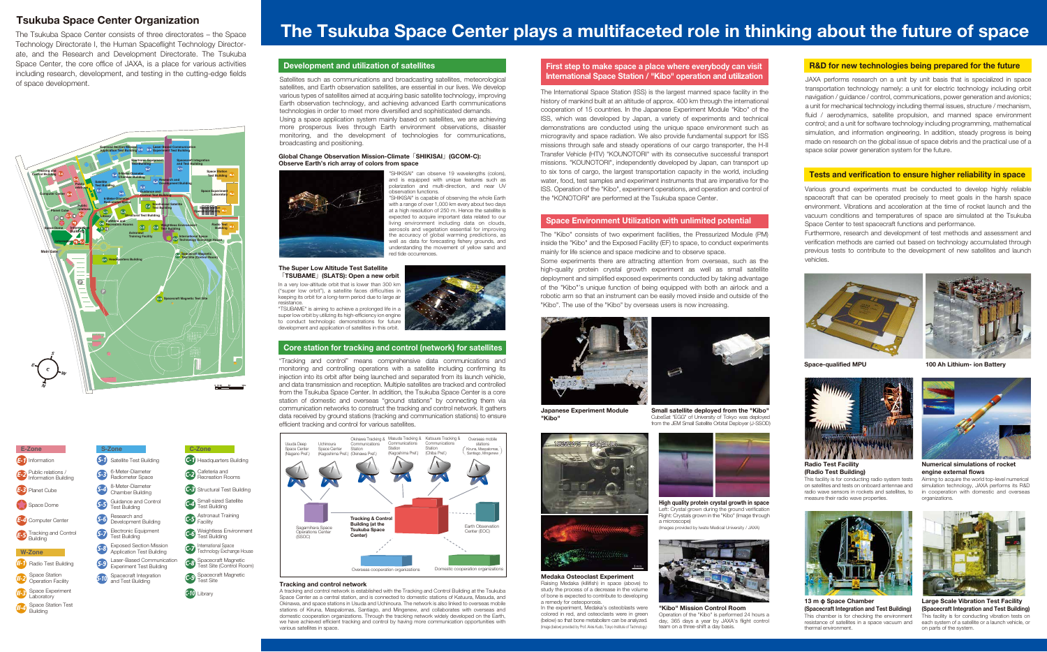## Tsukuba Space Center Organization

The Tsukuba Space Center consists of three directorates – the Space Technology Directorate I, the Human Spaceflight Technology Directorate, and the Research and Development Directorate. The Tsukuba Space Center, the core office of JAXA, is a place for various activities including research, development, and testing in the cutting-edge fields of space development.

| E-Zone | S-Zone | C-Zone |
|---|---|---|
| E-1 Information | S-1 Satellite Test Building | C-1 Headquarters Building |
| E-2 Public relations / Information Building | S-3 6-Meter-Diameter Radiometer Space | C-2 Cafeteria and Recreation Rooms |
| E-3 Planet Cube | S-4 8-Meter-Diameter Chamber Building | C-3 Structural Test Building |
| Space Dome | S-5 Guidance and Control Test Building | C-4 Small-sized Satellite Test Building |
| E-4 Computer Center | S-6 Research and Development Building | C-5 Astronaut Training Facility |
| E-5 Tracking and Control Building | S-7 Electronic Equipment Test Building | C-6 Weightless Environment Test Building |
| | S-8 Exposed Section Mission Application Test Building | C-7 International Space Technology Exchange House |
| | S-9 Laser-Based Communication Experiment Test Building | C-8 Spacecraft Magnetic Test Site (Control Room) |
| | S-10 Spacecraft Integration and Test Building | C-9 Spacecraft Magnetic Test Site |
| | | C-10 Library |

| W-Zone |
|---|
| W-1 Radio Test Building |
| W-2 Space Station Operation Facility |
| W-3 Space Experiment Laboratory |
| W-4 Space Station Test Building |

# The Tsukuba Space Center plays a multifaceted role in thinking about the future of space

## Development and utilization of satellites

Satellites such as communications and broadcasting satellites, meteorological satellites, and Earth observation satellites, are essential in our lives. We develop various types of satellites aimed at acquiring basic satellite technology, improving Earth observation technology, and achieving advanced Earth communications technologies in order to meet more diversified and sophisticated demands.
Using a space application system mainly based on satellites, we are achieving more prosperous lives through Earth environment observations, disaster monitoring, and the development of technologies for communications, broadcasting and positioning.

### Global Change Observation Mission-Climate「SHIKISAI」(GCOM-C): Observe Earth's rich array of colors from space

"SHIKISAI" can observe 19 wavelengths (colors), and is equipped with unique features such as polarization and multi-direction, and near UV observation functions.
"SHIKISAI" is capable of observing the whole Earth with a range of over 1,000 km every about two days at a high resolution of 250 m. Hence the satellite is expected to acquire important data related to our living environment including data on clouds, aerosols and vegetation essential for improving the accuracy of global warming predictions, as well as data for forecasting fishery grounds, and understanding the movement of yellow sand and red tide occurrences.

### The Super Low Altitude Test Satellite「TSUBAME」(SLATS): Open a new orbit

In a very low-altitude orbit that is lower than 300 km ("super low orbit"), a satellite faces difficulties in keeping its orbit for a long-term period due to large air resistance.
"TSUBAME" is aiming to achieve a prolonged life in a super low orbit by utilizing its high-efficiency ion engine to conduct technologic demonstrations for future development and application of satellites in this orbit.

## Core station for tracking and control (network) for satellites

"Tracking and control" means comprehensive data communications and monitoring and controlling operations with a satellite including confirming its injection into its orbit after being launched and separated from its launch vehicle, and data transmission and reception. Multiple satellites are tracked and controlled from the Tsukuba Space Center. In addition, the Tsukuba Space Center is a core station of domestic and overseas "ground stations" by connecting them via communication networks to construct the tracking and control network. It gathers data received by ground stations (tracking and communication stations) to ensure efficient tracking and control for various satellites.

Usuda Deep Space Center (Nagano Pref.)
Uchinoura Space Center (Kagoshima Pref.)
Okinawa Tracking & Communications Station (Okinawa Pref.)
Masuda Tracking & Communications Station (Kagoshima Pref.)
Katsuura Tracking & Communications Station (Chiba Pref.)
Overseas mobile stations (Kiruna, Maspalomas, Santiago, Mingenew)
Sagamihara Space Operations Center (SSOC)
Tracking & Control Building (at the Tsukuba Space Center)
Earth Observation Center (EOC)
Overseas cooperation organizations
Domestic cooperation organizations

### Tracking and control network

A tracking and control network is established with the Tracking and Control Building at the Tsukuba Space Center as a central station, and is connected to domestic stations of Katsuura, Masuda, and Okinawa, and space stations in Usuda and Uchinoura. The network is also linked to overseas mobile stations of Kiruna, Maspalomas, Santiago, and Mingenew, and collaborates with overseas and domestic cooperation organizations. Through the tracking network widely developed on the Earth, we have achieved efficient tracking and control by having more communication opportunities with various satellites in space.

## First step to make space a place where everybody can visit International Space Station / "Kibo" operation and utilization

The International Space Station (ISS) is the largest manned space facility in the history of mankind built at an altitude of approx. 400 km through the international cooperation of 15 countries. In the Japanese Experiment Module "Kibo" of the ISS, which was developed by Japan, a variety of experiments and technical demonstrations are conducted using the unique space environment such as microgravity and space radiation. We also provide fundamental support for ISS missions through safe and steady operations of our cargo transporter, the H-II Transfer Vehicle (HTV) "KOUNOTORI" with its consecutive successful transport missions. "KOUNOTORI", independently developed by Japan, can transport up to six tons of cargo, the largest transportation capacity in the world, including water, food, test samples and experiment instruments that are imperative for the ISS. Operation of the "Kibo", experiment operations, and operation and control of the "KONOTORI" are performed at the Tsukuba Space Center.

## Space Environment Utilization with unlimited potential

The "Kibo" consists of two experiment facilities, the Pressurized Module (PM) inside the "Kibo" and the Exposed Facility (EF) to space, to conduct experiments mainly for life science and space medicine and to observe space.
Some experiments there are attracting attention from overseas, such as the high-quality protein crystal growth experiment as well as small satellite deployment and simplified exposed experiments conducted by taking advantage of the "Kibo"'s unique function of being equipped with both an airlock and a robotic arm so that an instrument can be easily moved inside and outside of the "Kibo". The use of the "Kibo" by overseas users is now increasing.

**Japanese Experiment Module "Kibo"**

**Small satellite deployed from the "Kibo"**
CubeSat "EGG" of University of Tokyo was deployed from the JEM Small Satellite Orbital Deployer (J-SSOD)

**Medaka Osteoclast Experiment**
Raising Medaka (killifish) in space (above) to study the process of a decrease in the volume of bone is expected to contribute to developing a remedy for osteoporosis.
In the experiment, Medaka's osteoblasts were colored in red, and osteoclasts were in green (below) so that bone metabolism can be analyzed.
(Image (below) provided by Prof. Akira Kudo, Tokyo Institute of Technology)

**High quality protein crystal growth in space**
Left: Crystal grown during the ground verification
Right: Crystals grown in the "Kibo" (Image through a microscope)
(Images provided by Iwate Medical University / JAXA)

**"Kibo" Mission Control Room**
Operation of the "Kibo" is performed 24 hours a day, 365 days a year by JAXA's flight control team on a three-shift a day basis.

## R&D for new technologies being prepared for the future

JAXA performs research on a unit by unit basis that is specialized in space transportation technology namely: a unit for electric technology including orbit navigation / guidance / control, communications, power generation and avionics; a unit for mechanical technology including thermal issues, structure / mechanism, fluid / aerodynamics, satellite propulsion, and manned space environment control; and a unit for software technology including programming, mathematical simulation, and information engineering. In addition, steady progress is being made on research on the global issue of space debris and the practical use of a space solar power generation system for the future.

## Tests and verification to ensure higher reliability in space

Various ground experiments must be conducted to develop highly reliable spacecraft that can be operated precisely to meet goals in the harsh space environment. Vibrations and acceleration at the time of rocket launch and the vacuum conditions and temperatures of space are simulated at the Tsukuba Space Center to test spacecraft functions and performance.
Furthermore, research and development of test methods and assessment and verification methods are carried out based on technology accumulated through previous tests to contribute to the development of new satellites and launch vehicles.

**Space-qualified MPU**

**100 Ah Lithium- ion Battery**

**Radio Test Facility (Radio Test Building)**
This facility is for conducting radio system tests on satellites and tests on onboard antennas and radio wave sensors in rockets and satellites, to measure their radio wave properties.

**Numerical simulations of rocket engine exhaust flows**
Aiming to acquire the world top-level numerical simulation technology, JAXA performs its R&D in cooperation with domestic and overseas organizations.

**13 m φ Space Chamber (Spacecraft Integration and Test Building)**
This chamber is for checking the environment resistance of satellites in a space vacuum and thermal environment.

**Large Scale Vibration Test Facility (Spacecraft Integration and Test Building)**
This facility is for conducting vibration tests on each system of a satellite or a launch vehicle, or on parts of the system.